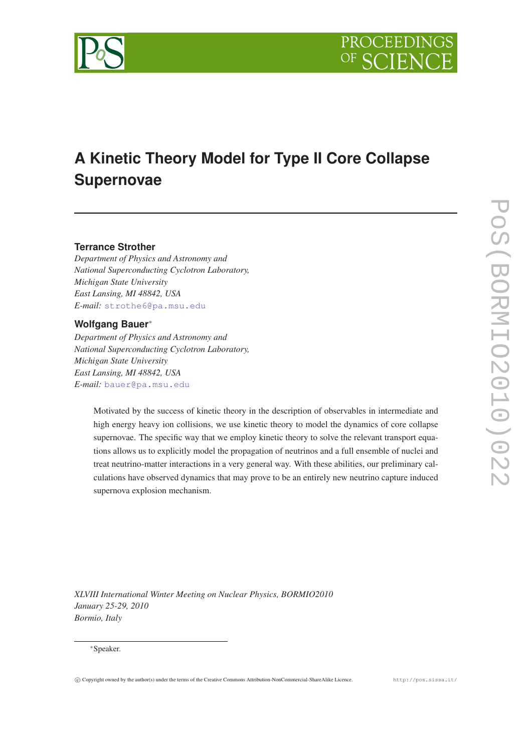# A Kinetic Theory Model for Type II Core Collapse Supernovae

**Terrance Strother**

*Department of Physics and Astronomy and*
*National Superconducting Cyclotron Laboratory,*
*Michigan State University*
*East Lansing, MI 48842, USA*
*E-mail:* strothe6@pa.msu.edu

**Wolfgang Bauer***

*Department of Physics and Astronomy and*
*National Superconducting Cyclotron Laboratory,*
*Michigan State University*
*East Lansing, MI 48842, USA*
*E-mail:* bauer@pa.msu.edu

Motivated by the success of kinetic theory in the description of observables in intermediate and high energy heavy ion collisions, we use kinetic theory to model the dynamics of core collapse supernovae. The specific way that we employ kinetic theory to solve the relevant transport equations allows us to explicitly model the propagation of neutrinos and a full ensemble of nuclei and treat neutrino-matter interactions in a very general way. With these abilities, our preliminary calculations have observed dynamics that may prove to be an entirely new neutrino capture induced supernova explosion mechanism.

*XLVIII International Winter Meeting on Nuclear Physics, BORMIO2010*
*January 25-29, 2010*
*Bormio, Italy*

*Speaker.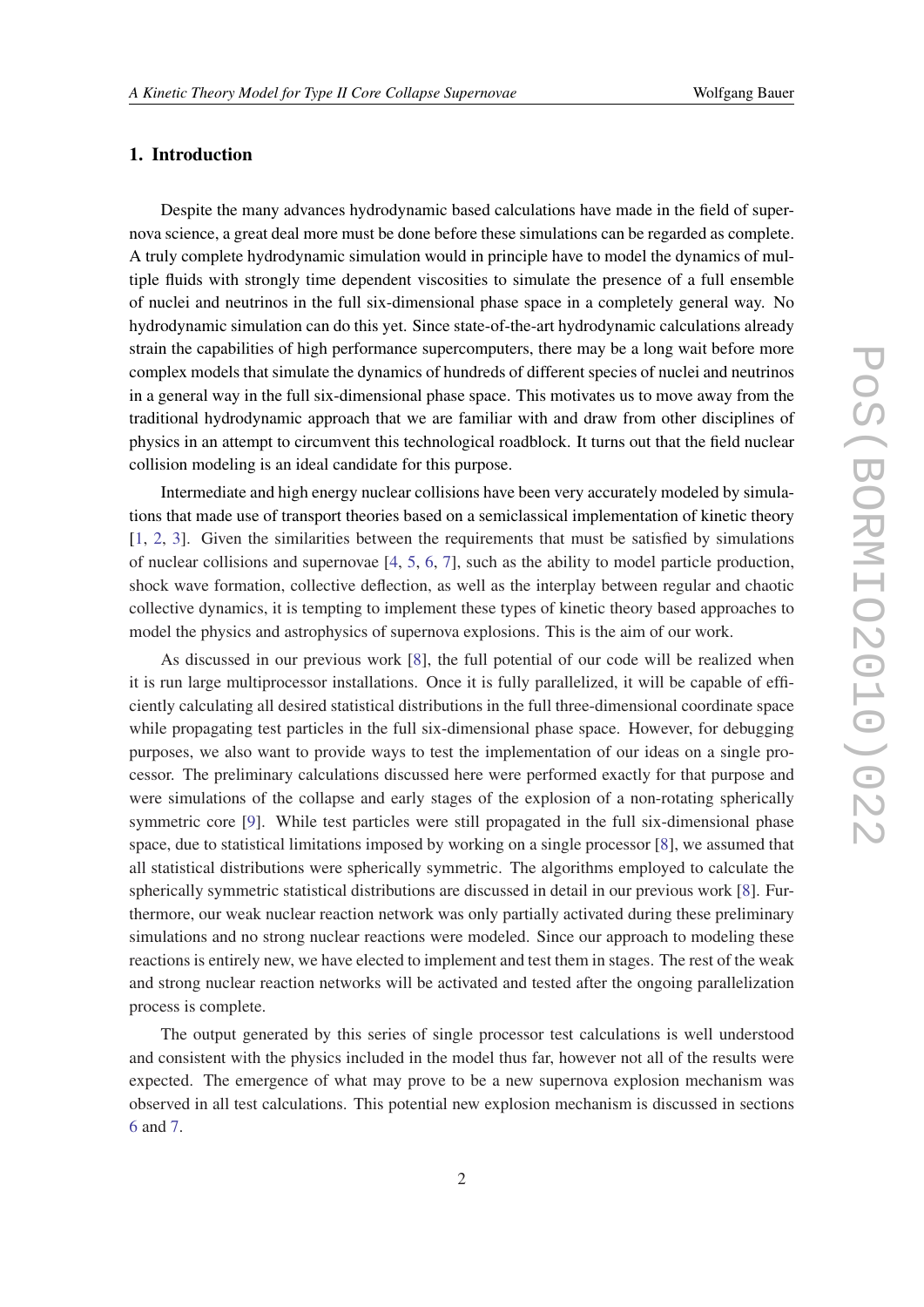## 1. Introduction

Despite the many advances hydrodynamic based calculations have made in the field of supernova science, a great deal more must be done before these simulations can be regarded as complete. A truly complete hydrodynamic simulation would in principle have to model the dynamics of multiple fluids with strongly time dependent viscosities to simulate the presence of a full ensemble of nuclei and neutrinos in the full six-dimensional phase space in a completely general way. No hydrodynamic simulation can do this yet. Since state-of-the-art hydrodynamic calculations already strain the capabilities of high performance supercomputers, there may be a long wait before more complex models that simulate the dynamics of hundreds of different species of nuclei and neutrinos in a general way in the full six-dimensional phase space. This motivates us to move away from the traditional hydrodynamic approach that we are familiar with and draw from other disciplines of physics in an attempt to circumvent this technological roadblock. It turns out that the field nuclear collision modeling is an ideal candidate for this purpose.

Intermediate and high energy nuclear collisions have been very accurately modeled by simulations that made use of transport theories based on a semiclassical implementation of kinetic theory [1, 2, 3]. Given the similarities between the requirements that must be satisfied by simulations of nuclear collisions and supernovae [4, 5, 6, 7], such as the ability to model particle production, shock wave formation, collective deflection, as well as the interplay between regular and chaotic collective dynamics, it is tempting to implement these types of kinetic theory based approaches to model the physics and astrophysics of supernova explosions. This is the aim of our work.

As discussed in our previous work [8], the full potential of our code will be realized when it is run large multiprocessor installations. Once it is fully parallelized, it will be capable of efficiently calculating all desired statistical distributions in the full three-dimensional coordinate space while propagating test particles in the full six-dimensional phase space. However, for debugging purposes, we also want to provide ways to test the implementation of our ideas on a single processor. The preliminary calculations discussed here were performed exactly for that purpose and were simulations of the collapse and early stages of the explosion of a non-rotating spherically symmetric core [9]. While test particles were still propagated in the full six-dimensional phase space, due to statistical limitations imposed by working on a single processor [8], we assumed that all statistical distributions were spherically symmetric. The algorithms employed to calculate the spherically symmetric statistical distributions are discussed in detail in our previous work [8]. Furthermore, our weak nuclear reaction network was only partially activated during these preliminary simulations and no strong nuclear reactions were modeled. Since our approach to modeling these reactions is entirely new, we have elected to implement and test them in stages. The rest of the weak and strong nuclear reaction networks will be activated and tested after the ongoing parallelization process is complete.

The output generated by this series of single processor test calculations is well understood and consistent with the physics included in the model thus far, however not all of the results were expected. The emergence of what may prove to be a new supernova explosion mechanism was observed in all test calculations. This potential new explosion mechanism is discussed in sections 6 and 7.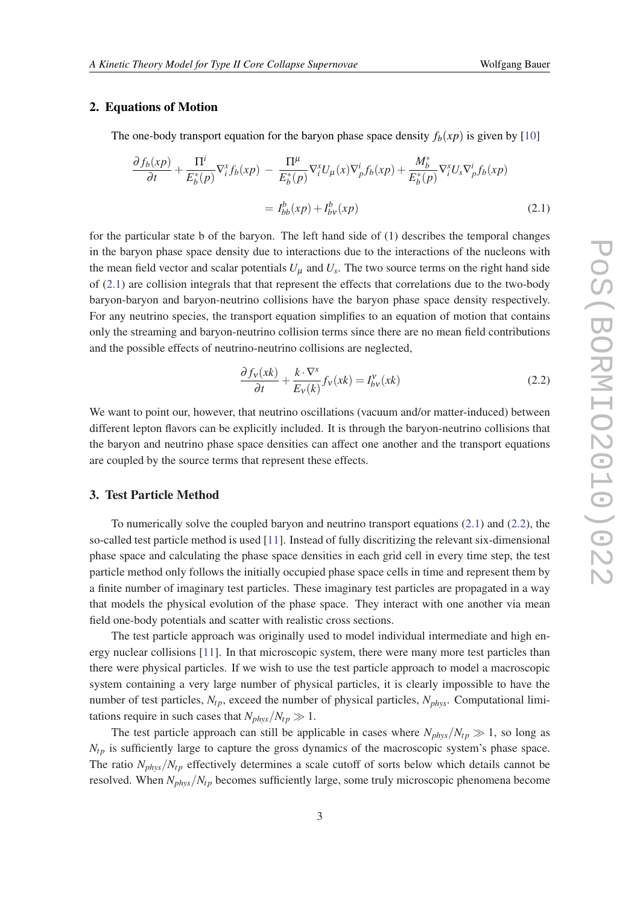## 2. Equations of Motion

The one-body transport equation for the baryon phase space density $f_b(xp)$ is given by [10]

$$\frac{\partial f_b(xp)}{\partial t} + \frac{\Pi^i}{E_b^*(p)} \nabla_i^x f_b(xp) \; - \; \frac{\Pi^\mu}{E_b^*(p)} \nabla_i^x U_\mu(x) \nabla_p^i f_b(xp) + \frac{M_b^*}{E_b^*(p)} \nabla_i^x U_s \nabla_p^i f_b(xp)$$

$$= I_{bb}^b(xp) + I_{b\nu}^b(xp) \tag{2.1}$$

for the particular state b of the baryon. The left hand side of (1) describes the temporal changes in the baryon phase space density due to interactions due to the interactions of the nucleons with the mean field vector and scalar potentials $U_\mu$ and $U_s$. The two source terms on the right hand side of (2.1) are collision integrals that that represent the effects that correlations due to the two-body baryon-baryon and baryon-neutrino collisions have the baryon phase space density respectively. For any neutrino species, the transport equation simplifies to an equation of motion that contains only the streaming and baryon-neutrino collision terms since there are no mean field contributions and the possible effects of neutrino-neutrino collisions are neglected,

$$\frac{\partial f_\nu(xk)}{\partial t} + \frac{k \cdot \nabla^x}{E_\nu(k)} f_\nu(xk) = I_{b\nu}^\nu(xk) \tag{2.2}$$

We want to point our, however, that neutrino oscillations (vacuum and/or matter-induced) between different lepton flavors can be explicitly included. It is through the baryon-neutrino collisions that the baryon and neutrino phase space densities can affect one another and the transport equations are coupled by the source terms that represent these effects.

## 3. Test Particle Method

To numerically solve the coupled baryon and neutrino transport equations (2.1) and (2.2), the so-called test particle method is used [11]. Instead of fully discritizing the relevant six-dimensional phase space and calculating the phase space densities in each grid cell in every time step, the test particle method only follows the initially occupied phase space cells in time and represent them by a finite number of imaginary test particles. These imaginary test particles are propagated in a way that models the physical evolution of the phase space. They interact with one another via mean field one-body potentials and scatter with realistic cross sections.

The test particle approach was originally used to model individual intermediate and high energy nuclear collisions [11]. In that microscopic system, there were many more test particles than there were physical particles. If we wish to use the test particle approach to model a macroscopic system containing a very large number of physical particles, it is clearly impossible to have the number of test particles, $N_{tp}$, exceed the number of physical particles, $N_{phys}$. Computational limitations require in such cases that $N_{phys}/N_{tp} \gg 1$.

The test particle approach can still be applicable in cases where $N_{phys}/N_{tp} \gg 1$, so long as $N_{tp}$ is sufficiently large to capture the gross dynamics of the macroscopic system's phase space. The ratio $N_{phys}/N_{tp}$ effectively determines a scale cutoff of sorts below which details cannot be resolved. When $N_{phys}/N_{tp}$ becomes sufficiently large, some truly microscopic phenomena become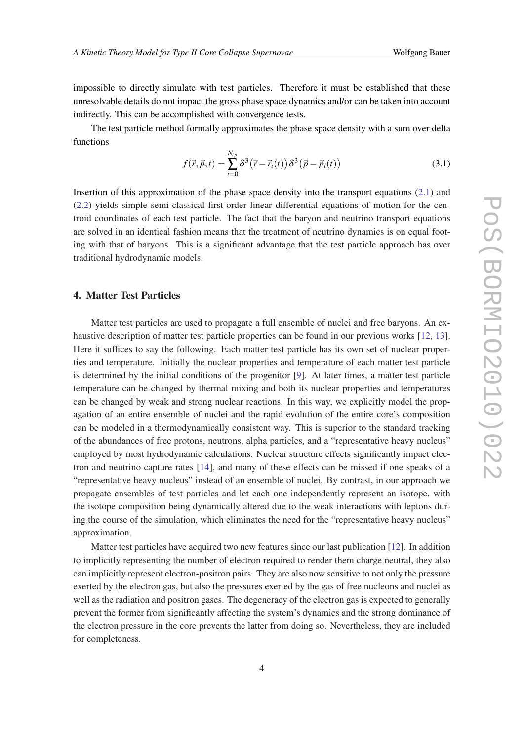impossible to directly simulate with test particles. Therefore it must be established that these unresolvable details do not impact the gross phase space dynamics and/or can be taken into account indirectly. This can be accomplished with convergence tests.

The test particle method formally approximates the phase space density with a sum over delta functions

$$f(\vec{r},\vec{p},t) = \sum_{i=0}^{N_{tp}} \delta^3\big(\vec{r}-\vec{r}_i(t)\big)\,\delta^3\big(\vec{p}-\vec{p}_i(t)\big) \tag{3.1}$$

Insertion of this approximation of the phase space density into the transport equations (2.1) and (2.2) yields simple semi-classical first-order linear differential equations of motion for the centroid coordinates of each test particle. The fact that the baryon and neutrino transport equations are solved in an identical fashion means that the treatment of neutrino dynamics is on equal footing with that of baryons. This is a significant advantage that the test particle approach has over traditional hydrodynamic models.

## 4. Matter Test Particles

Matter test particles are used to propagate a full ensemble of nuclei and free baryons. An exhaustive description of matter test particle properties can be found in our previous works [12, 13]. Here it suffices to say the following. Each matter test particle has its own set of nuclear properties and temperature. Initially the nuclear properties and temperature of each matter test particle is determined by the initial conditions of the progenitor [9]. At later times, a matter test particle temperature can be changed by thermal mixing and both its nuclear properties and temperatures can be changed by weak and strong nuclear reactions. In this way, we explicitly model the propagation of an entire ensemble of nuclei and the rapid evolution of the entire core's composition can be modeled in a thermodynamically consistent way. This is superior to the standard tracking of the abundances of free protons, neutrons, alpha particles, and a "representative heavy nucleus" employed by most hydrodynamic calculations. Nuclear structure effects significantly impact electron and neutrino capture rates [14], and many of these effects can be missed if one speaks of a "representative heavy nucleus" instead of an ensemble of nuclei. By contrast, in our approach we propagate ensembles of test particles and let each one independently represent an isotope, with the isotope composition being dynamically altered due to the weak interactions with leptons during the course of the simulation, which eliminates the need for the "representative heavy nucleus" approximation.

Matter test particles have acquired two new features since our last publication [12]. In addition to implicitly representing the number of electron required to render them charge neutral, they also can implicitly represent electron-positron pairs. They are also now sensitive to not only the pressure exerted by the electron gas, but also the pressures exerted by the gas of free nucleons and nuclei as well as the radiation and positron gases. The degeneracy of the electron gas is expected to generally prevent the former from significantly affecting the system's dynamics and the strong dominance of the electron pressure in the core prevents the latter from doing so. Nevertheless, they are included for completeness.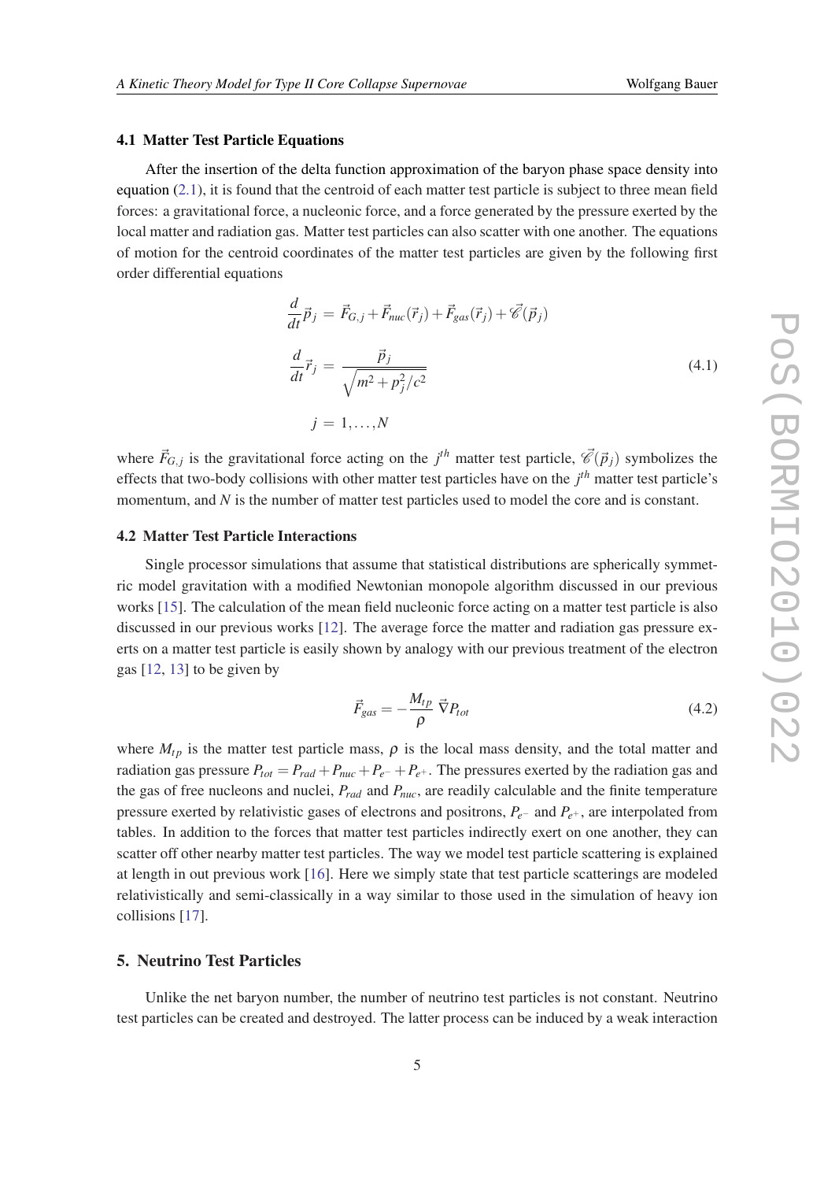### 4.1 Matter Test Particle Equations

After the insertion of the delta function approximation of the baryon phase space density into equation (2.1), it is found that the centroid of each matter test particle is subject to three mean field forces: a gravitational force, a nucleonic force, and a force generated by the pressure exerted by the local matter and radiation gas. Matter test particles can also scatter with one another. The equations of motion for the centroid coordinates of the matter test particles are given by the following first order differential equations

$$
\begin{aligned}
\frac{d}{dt}\vec{p}_j &= \vec{F}_{G,j} + \vec{F}_{nuc}(\vec{r}_j) + \vec{F}_{gas}(\vec{r}_j) + \vec{\mathscr{C}}(\vec{p}_j) \\
\frac{d}{dt}\vec{r}_j &= \frac{\vec{p}_j}{\sqrt{m^2 + p_j^2/c^2}} \qquad (4.1) \\
j &= 1, \ldots, N
\end{aligned}
$$

where $\vec{F}_{G,j}$ is the gravitational force acting on the $j^{th}$ matter test particle, $\vec{\mathscr{C}}(\vec{p}_j)$ symbolizes the effects that two-body collisions with other matter test particles have on the $j^{th}$ matter test particle's momentum, and $N$ is the number of matter test particles used to model the core and is constant.

### 4.2 Matter Test Particle Interactions

Single processor simulations that assume that statistical distributions are spherically symmetric model gravitation with a modified Newtonian monopole algorithm discussed in our previous works [15]. The calculation of the mean field nucleonic force acting on a matter test particle is also discussed in our previous works [12]. The average force the matter and radiation gas pressure exerts on a matter test particle is easily shown by analogy with our previous treatment of the electron gas [12, 13] to be given by

$$
\vec{F}_{gas} = -\frac{M_{tp}}{\rho}\,\vec{\nabla} P_{tot} \qquad (4.2)
$$

where $M_{tp}$ is the matter test particle mass, $\rho$ is the local mass density, and the total matter and radiation gas pressure $P_{tot} = P_{rad} + P_{nuc} + P_{e^-} + P_{e^+}$. The pressures exerted by the radiation gas and the gas of free nucleons and nuclei, $P_{rad}$ and $P_{nuc}$, are readily calculable and the finite temperature pressure exerted by relativistic gases of electrons and positrons, $P_{e^-}$ and $P_{e^+}$, are interpolated from tables. In addition to the forces that matter test particles indirectly exert on one another, they can scatter off other nearby matter test particles. The way we model test particle scattering is explained at length in out previous work [16]. Here we simply state that test particle scatterings are modeled relativistically and semi-classically in a way similar to those used in the simulation of heavy ion collisions [17].

## 5. Neutrino Test Particles

Unlike the net baryon number, the number of neutrino test particles is not constant. Neutrino test particles can be created and destroyed. The latter process can be induced by a weak interaction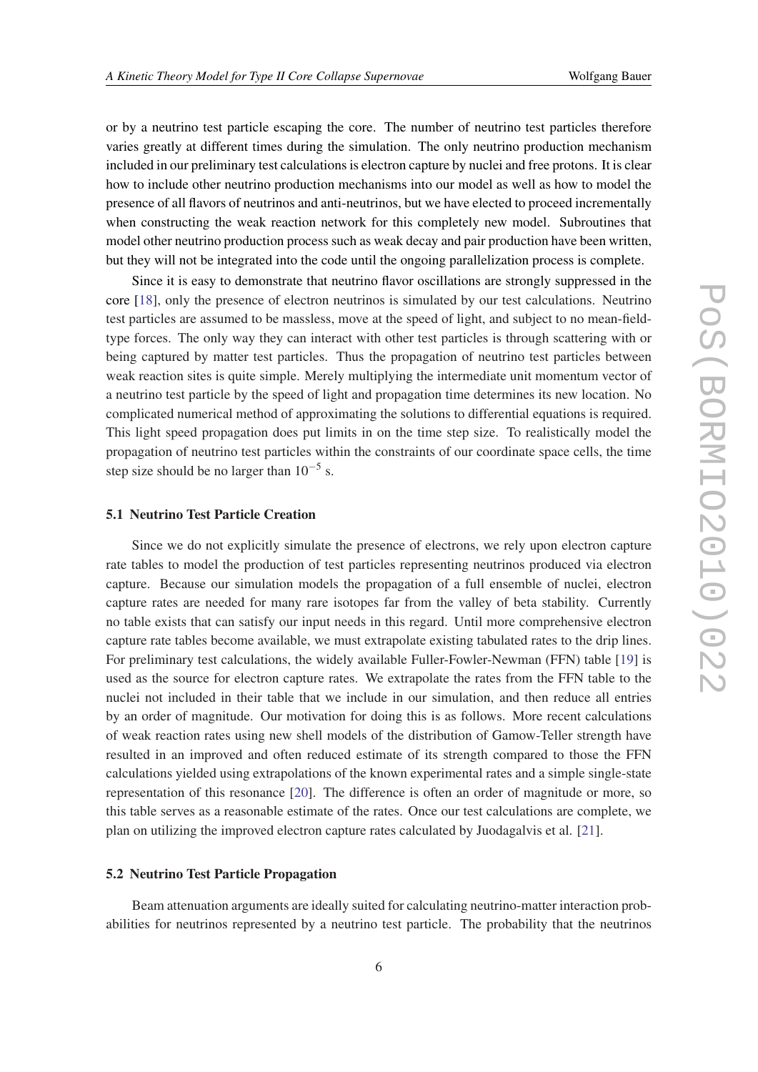or by a neutrino test particle escaping the core. The number of neutrino test particles therefore varies greatly at different times during the simulation. The only neutrino production mechanism included in our preliminary test calculations is electron capture by nuclei and free protons. It is clear how to include other neutrino production mechanisms into our model as well as how to model the presence of all flavors of neutrinos and anti-neutrinos, but we have elected to proceed incrementally when constructing the weak reaction network for this completely new model. Subroutines that model other neutrino production process such as weak decay and pair production have been written, but they will not be integrated into the code until the ongoing parallelization process is complete.

Since it is easy to demonstrate that neutrino flavor oscillations are strongly suppressed in the core [18], only the presence of electron neutrinos is simulated by our test calculations. Neutrino test particles are assumed to be massless, move at the speed of light, and subject to no mean-field-type forces. The only way they can interact with other test particles is through scattering with or being captured by matter test particles. Thus the propagation of neutrino test particles between weak reaction sites is quite simple. Merely multiplying the intermediate unit momentum vector of a neutrino test particle by the speed of light and propagation time determines its new location. No complicated numerical method of approximating the solutions to differential equations is required. This light speed propagation does put limits in on the time step size. To realistically model the propagation of neutrino test particles within the constraints of our coordinate space cells, the time step size should be no larger than $10^{-5}$ s.

### 5.1 Neutrino Test Particle Creation

Since we do not explicitly simulate the presence of electrons, we rely upon electron capture rate tables to model the production of test particles representing neutrinos produced via electron capture. Because our simulation models the propagation of a full ensemble of nuclei, electron capture rates are needed for many rare isotopes far from the valley of beta stability. Currently no table exists that can satisfy our input needs in this regard. Until more comprehensive electron capture rate tables become available, we must extrapolate existing tabulated rates to the drip lines. For preliminary test calculations, the widely available Fuller-Fowler-Newman (FFN) table [19] is used as the source for electron capture rates. We extrapolate the rates from the FFN table to the nuclei not included in their table that we include in our simulation, and then reduce all entries by an order of magnitude. Our motivation for doing this is as follows. More recent calculations of weak reaction rates using new shell models of the distribution of Gamow-Teller strength have resulted in an improved and often reduced estimate of its strength compared to those the FFN calculations yielded using extrapolations of the known experimental rates and a simple single-state representation of this resonance [20]. The difference is often an order of magnitude or more, so this table serves as a reasonable estimate of the rates. Once our test calculations are complete, we plan on utilizing the improved electron capture rates calculated by Juodagalvis et al. [21].

### 5.2 Neutrino Test Particle Propagation

Beam attenuation arguments are ideally suited for calculating neutrino-matter interaction probabilities for neutrinos represented by a neutrino test particle. The probability that the neutrinos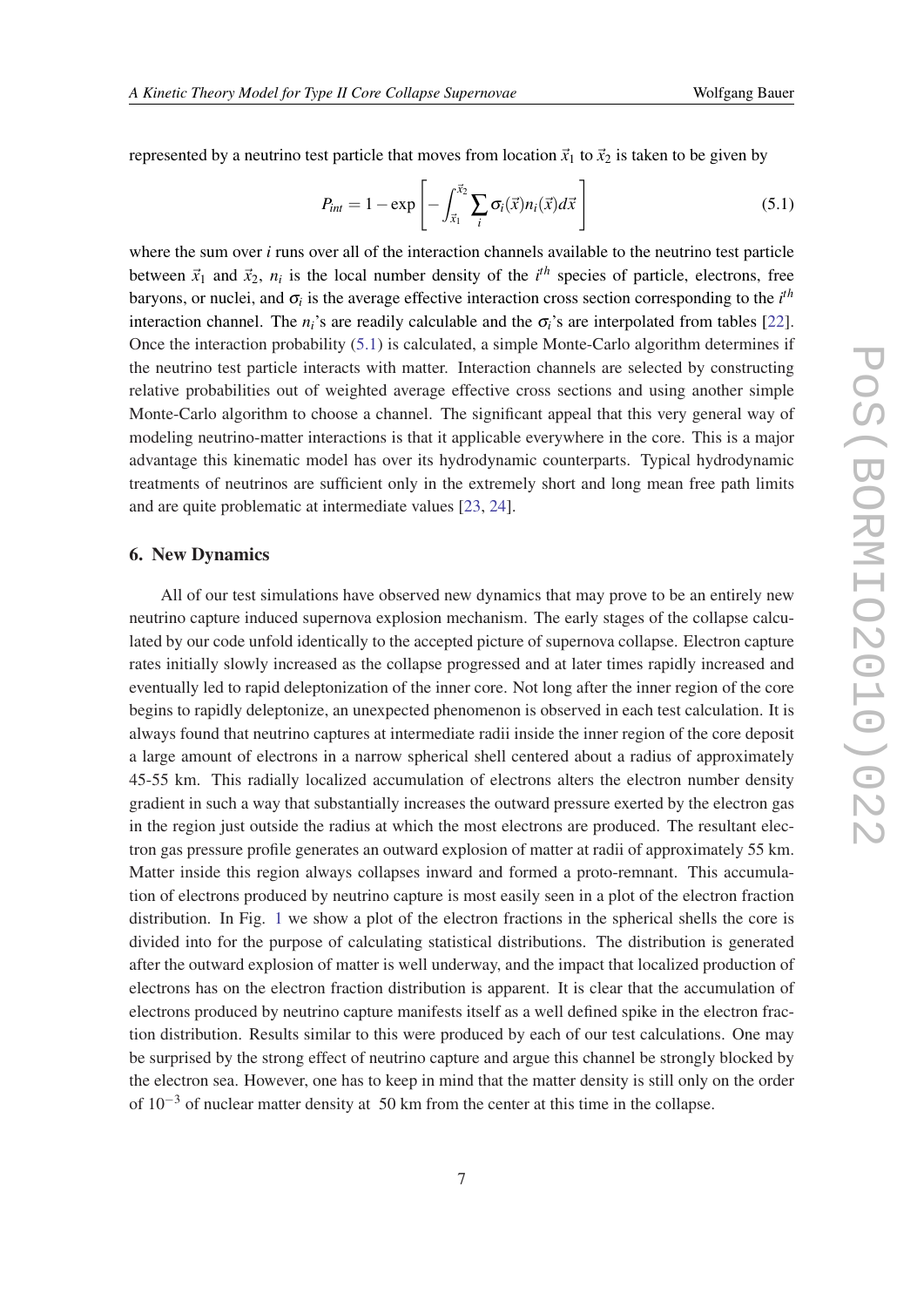represented by a neutrino test particle that moves from location $\vec{x}_1$ to $\vec{x}_2$ is taken to be given by

$$P_{int} = 1 - \exp\left[-\int_{\vec{x}_1}^{\vec{x}_2} \sum_i \sigma_i(\vec{x}) n_i(\vec{x}) d\vec{x}\right] \tag{5.1}$$

where the sum over $i$ runs over all of the interaction channels available to the neutrino test particle between $\vec{x}_1$ and $\vec{x}_2$, $n_i$ is the local number density of the $i^{th}$ species of particle, electrons, free baryons, or nuclei, and $\sigma_i$ is the average effective interaction cross section corresponding to the $i^{th}$ interaction channel. The $n_i$'s are readily calculable and the $\sigma_i$'s are interpolated from tables [22]. Once the interaction probability (5.1) is calculated, a simple Monte-Carlo algorithm determines if the neutrino test particle interacts with matter. Interaction channels are selected by constructing relative probabilities out of weighted average effective cross sections and using another simple Monte-Carlo algorithm to choose a channel. The significant appeal that this very general way of modeling neutrino-matter interactions is that it applicable everywhere in the core. This is a major advantage this kinematic model has over its hydrodynamic counterparts. Typical hydrodynamic treatments of neutrinos are sufficient only in the extremely short and long mean free path limits and are quite problematic at intermediate values [23, 24].

## 6. New Dynamics

All of our test simulations have observed new dynamics that may prove to be an entirely new neutrino capture induced supernova explosion mechanism. The early stages of the collapse calculated by our code unfold identically to the accepted picture of supernova collapse. Electron capture rates initially slowly increased as the collapse progressed and at later times rapidly increased and eventually led to rapid deleptonization of the inner core. Not long after the inner region of the core begins to rapidly deleptonize, an unexpected phenomenon is observed in each test calculation. It is always found that neutrino captures at intermediate radii inside the inner region of the core deposit a large amount of electrons in a narrow spherical shell centered about a radius of approximately 45-55 km. This radially localized accumulation of electrons alters the electron number density gradient in such a way that substantially increases the outward pressure exerted by the electron gas in the region just outside the radius at which the most electrons are produced. The resultant electron gas pressure profile generates an outward explosion of matter at radii of approximately 55 km. Matter inside this region always collapses inward and formed a proto-remnant. This accumulation of electrons produced by neutrino capture is most easily seen in a plot of the electron fraction distribution. In Fig. 1 we show a plot of the electron fractions in the spherical shells the core is divided into for the purpose of calculating statistical distributions. The distribution is generated after the outward explosion of matter is well underway, and the impact that localized production of electrons has on the electron fraction distribution is apparent. It is clear that the accumulation of electrons produced by neutrino capture manifests itself as a well defined spike in the electron fraction distribution. Results similar to this were produced by each of our test calculations. One may be surprised by the strong effect of neutrino capture and argue this channel be strongly blocked by the electron sea. However, one has to keep in mind that the matter density is still only on the order of $10^{-3}$ of nuclear matter density at 50 km from the center at this time in the collapse.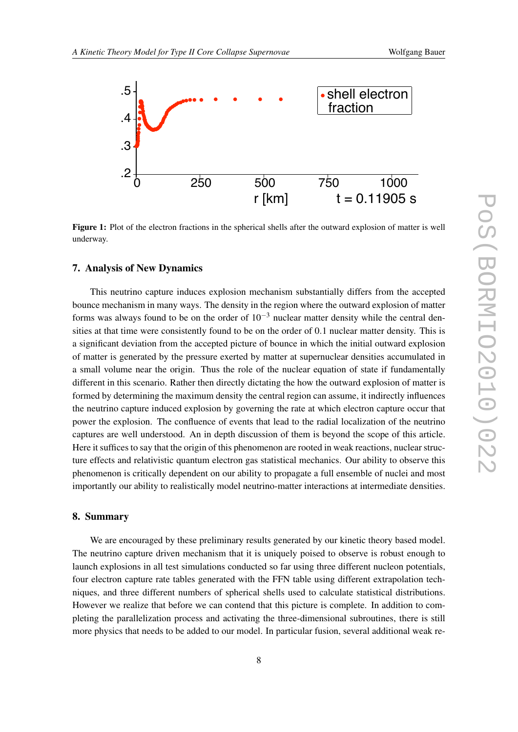Figure 1: Plot of the electron fractions in the spherical shells after the outward explosion of matter is well underway.

## 7. Analysis of New Dynamics

This neutrino capture induces explosion mechanism substantially differs from the accepted bounce mechanism in many ways. The density in the region where the outward explosion of matter forms was always found to be on the order of $10^{-3}$ nuclear matter density while the central densities at that time were consistently found to be on the order of 0.1 nuclear matter density. This is a significant deviation from the accepted picture of bounce in which the initial outward explosion of matter is generated by the pressure exerted by matter at supernuclear densities accumulated in a small volume near the origin. Thus the role of the nuclear equation of state if fundamentally different in this scenario. Rather then directly dictating the how the outward explosion of matter is formed by determining the maximum density the central region can assume, it indirectly influences the neutrino capture induced explosion by governing the rate at which electron capture occur that power the explosion. The confluence of events that lead to the radial localization of the neutrino captures are well understood. An in depth discussion of them is beyond the scope of this article. Here it suffices to say that the origin of this phenomenon are rooted in weak reactions, nuclear structure effects and relativistic quantum electron gas statistical mechanics. Our ability to observe this phenomenon is critically dependent on our ability to propagate a full ensemble of nuclei and most importantly our ability to realistically model neutrino-matter interactions at intermediate densities.

## 8. Summary

We are encouraged by these preliminary results generated by our kinetic theory based model. The neutrino capture driven mechanism that it is uniquely poised to observe is robust enough to launch explosions in all test simulations conducted so far using three different nucleon potentials, four electron capture rate tables generated with the FFN table using different extrapolation techniques, and three different numbers of spherical shells used to calculate statistical distributions. However we realize that before we can contend that this picture is complete. In addition to completing the parallelization process and activating the three-dimensional subroutines, there is still more physics that needs to be added to our model. In particular fusion, several additional weak re-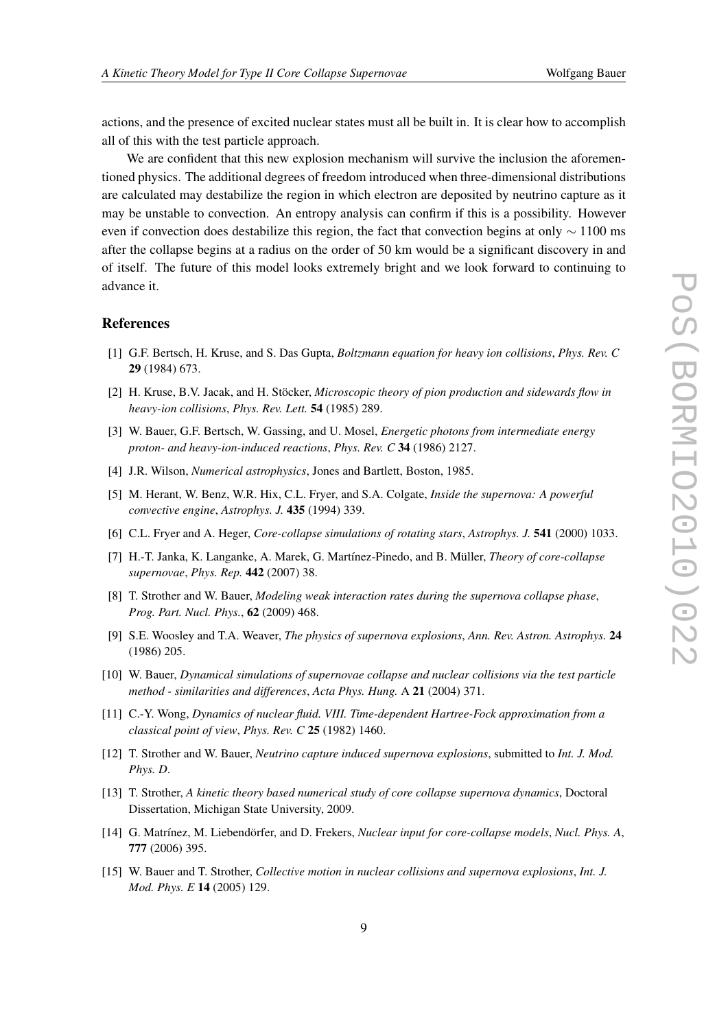actions, and the presence of excited nuclear states must all be built in. It is clear how to accomplish all of this with the test particle approach.

We are confident that this new explosion mechanism will survive the inclusion the aforementioned physics. The additional degrees of freedom introduced when three-dimensional distributions are calculated may destabilize the region in which electron are deposited by neutrino capture as it may be unstable to convection. An entropy analysis can confirm if this is a possibility. However even if convection does destabilize this region, the fact that convection begins at only $\sim 1100$ ms after the collapse begins at a radius on the order of 50 km would be a significant discovery in and of itself. The future of this model looks extremely bright and we look forward to continuing to advance it.

## References

[1] G.F. Bertsch, H. Kruse, and S. Das Gupta, *Boltzmann equation for heavy ion collisions*, *Phys. Rev. C* **29** (1984) 673.

[2] H. Kruse, B.V. Jacak, and H. Stöcker, *Microscopic theory of pion production and sidewards flow in heavy-ion collisions*, *Phys. Rev. Lett.* **54** (1985) 289.

[3] W. Bauer, G.F. Bertsch, W. Gassing, and U. Mosel, *Energetic photons from intermediate energy proton- and heavy-ion-induced reactions*, *Phys. Rev. C* **34** (1986) 2127.

[4] J.R. Wilson, *Numerical astrophysics*, Jones and Bartlett, Boston, 1985.

[5] M. Herant, W. Benz, W.R. Hix, C.L. Fryer, and S.A. Colgate, *Inside the supernova: A powerful convective engine*, *Astrophys. J.* **435** (1994) 339.

[6] C.L. Fryer and A. Heger, *Core-collapse simulations of rotating stars*, *Astrophys. J.* **541** (2000) 1033.

[7] H.-T. Janka, K. Langanke, A. Marek, G. Martínez-Pinedo, and B. Müller, *Theory of core-collapse supernovae*, *Phys. Rep.* **442** (2007) 38.

[8] T. Strother and W. Bauer, *Modeling weak interaction rates during the supernova collapse phase*, *Prog. Part. Nucl. Phys.*, **62** (2009) 468.

[9] S.E. Woosley and T.A. Weaver, *The physics of supernova explosions*, *Ann. Rev. Astron. Astrophys.* **24** (1986) 205.

[10] W. Bauer, *Dynamical simulations of supernovae collapse and nuclear collisions via the test particle method - similarities and differences*, *Acta Phys. Hung.* A **21** (2004) 371.

[11] C.-Y. Wong, *Dynamics of nuclear fluid. VIII. Time-dependent Hartree-Fock approximation from a classical point of view*, *Phys. Rev. C* **25** (1982) 1460.

[12] T. Strother and W. Bauer, *Neutrino capture induced supernova explosions*, submitted to *Int. J. Mod. Phys. D*.

[13] T. Strother, *A kinetic theory based numerical study of core collapse supernova dynamics*, Doctoral Dissertation, Michigan State University, 2009.

[14] G. Matrínez, M. Liebendörfer, and D. Frekers, *Nuclear input for core-collapse models*, *Nucl. Phys. A*, **777** (2006) 395.

[15] W. Bauer and T. Strother, *Collective motion in nuclear collisions and supernova explosions*, *Int. J. Mod. Phys. E* **14** (2005) 129.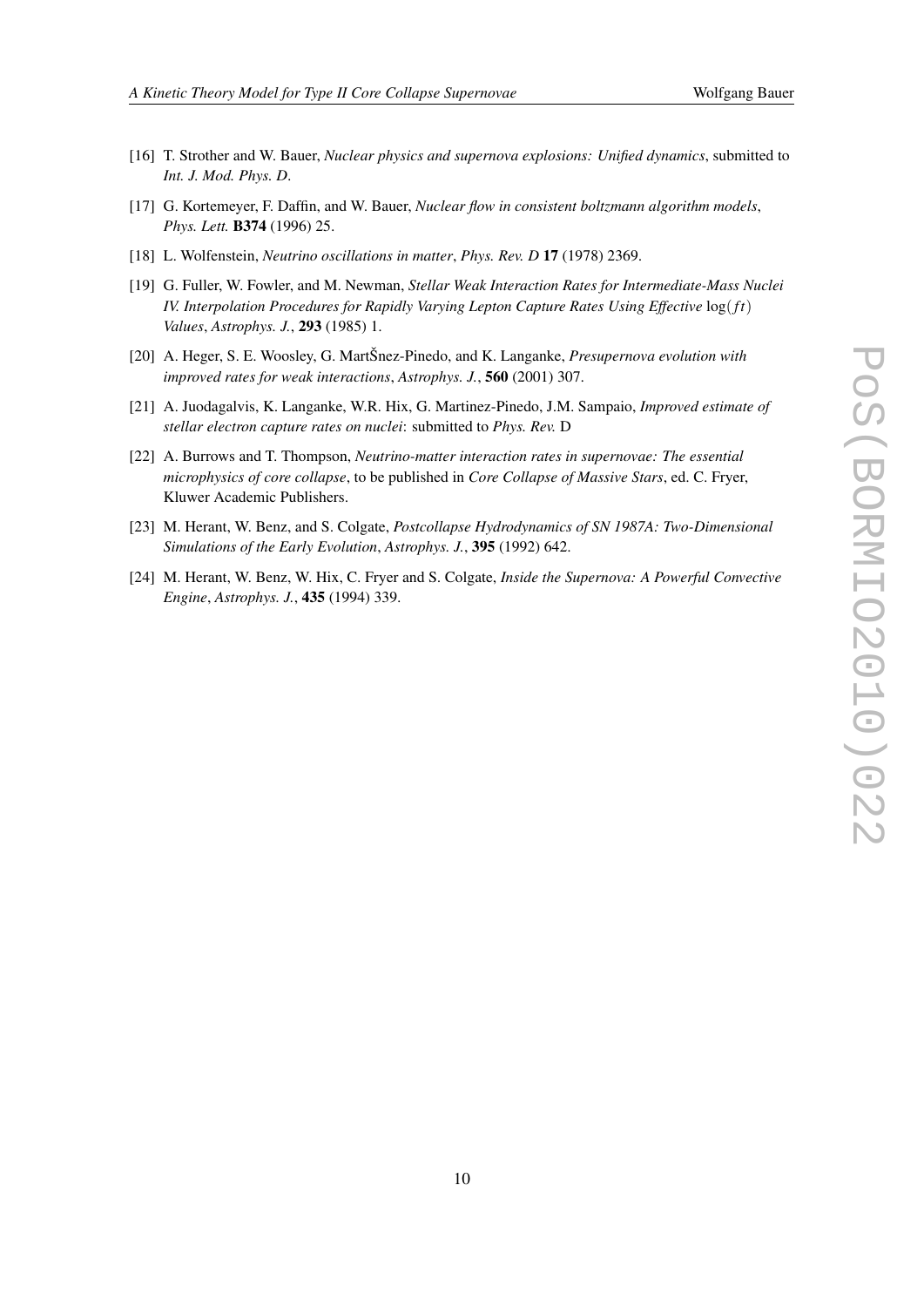[16] T. Strother and W. Bauer, *Nuclear physics and supernova explosions: Unified dynamics*, submitted to *Int. J. Mod. Phys. D*.

[17] G. Kortemeyer, F. Daffin, and W. Bauer, *Nuclear flow in consistent boltzmann algorithm models*, *Phys. Lett.* **B374** (1996) 25.

[18] L. Wolfenstein, *Neutrino oscillations in matter*, *Phys. Rev. D* **17** (1978) 2369.

[19] G. Fuller, W. Fowler, and M. Newman, *Stellar Weak Interaction Rates for Intermediate-Mass Nuclei IV. Interpolation Procedures for Rapidly Varying Lepton Capture Rates Using Effective* $\log(ft)$ *Values*, *Astrophys. J.*, **293** (1985) 1.

[20] A. Heger, S. E. Woosley, G. MartŠnez-Pinedo, and K. Langanke, *Presupernova evolution with improved rates for weak interactions*, *Astrophys. J.*, **560** (2001) 307.

[21] A. Juodagalvis, K. Langanke, W.R. Hix, G. Martinez-Pinedo, J.M. Sampaio, *Improved estimate of stellar electron capture rates on nuclei*: submitted to *Phys. Rev.* D

[22] A. Burrows and T. Thompson, *Neutrino-matter interaction rates in supernovae: The essential microphysics of core collapse*, to be published in *Core Collapse of Massive Stars*, ed. C. Fryer, Kluwer Academic Publishers.

[23] M. Herant, W. Benz, and S. Colgate, *Postcollapse Hydrodynamics of SN 1987A: Two-Dimensional Simulations of the Early Evolution*, *Astrophys. J.*, **395** (1992) 642.

[24] M. Herant, W. Benz, W. Hix, C. Fryer and S. Colgate, *Inside the Supernova: A Powerful Convective Engine*, *Astrophys. J.*, **435** (1994) 339.